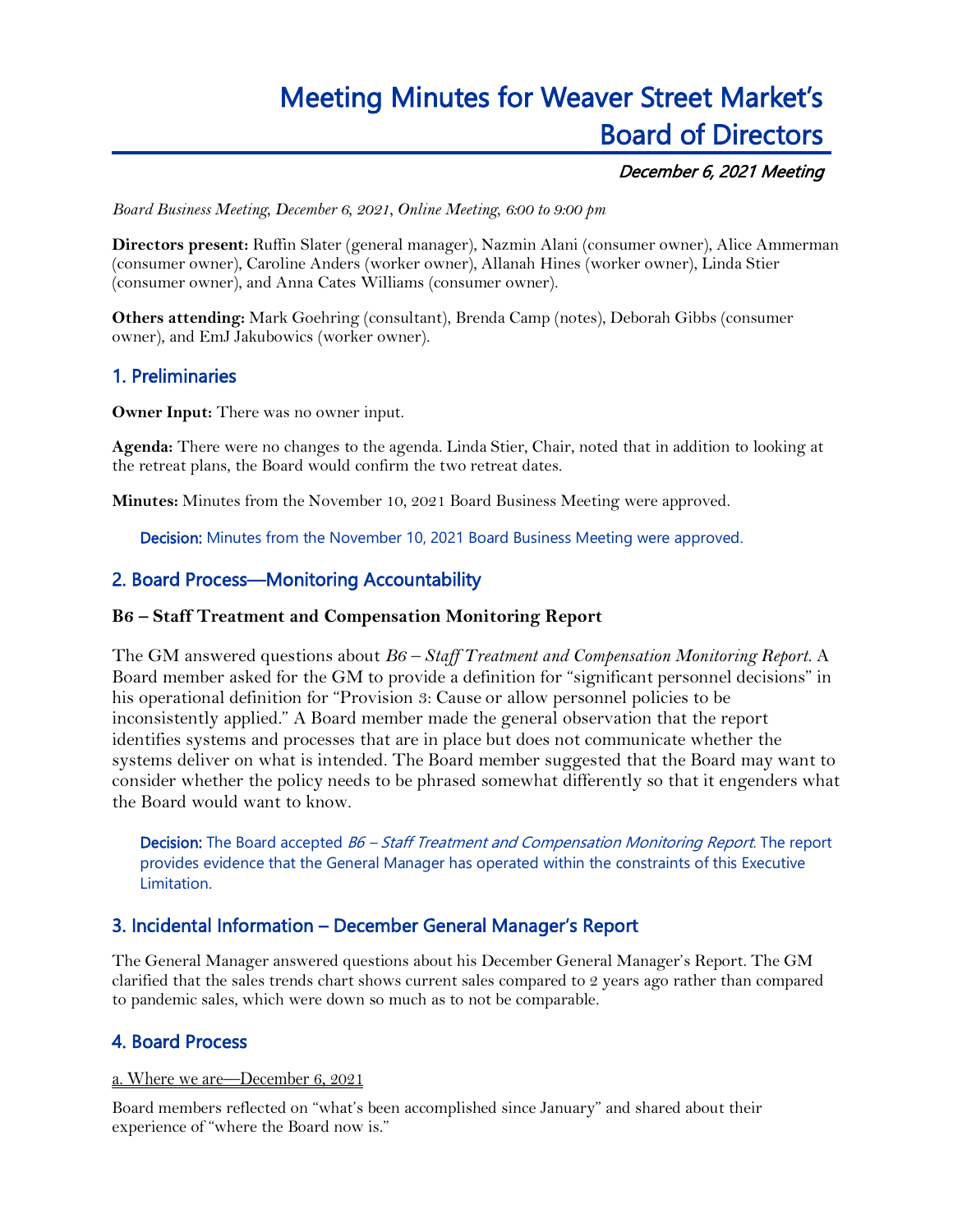# Meeting Minutes for Weaver Street Market's Board of Directors

*December 6, 2021 Meeting*

*Board Business Meeting, December 6, 2021, Online Meeting, 6:00 to 9:00 pm*

**Directors present:** Ruffin Slater (general manager), Nazmin Alani (consumer owner), Alice Ammerman (consumer owner), Caroline Anders (worker owner), Allanah Hines (worker owner), Linda Stier (consumer owner), and Anna Cates Williams (consumer owner).

**Others attending:** Mark Goehring (consultant), Brenda Camp (notes), Deborah Gibbs (consumer owner), and EmJ Jakubowics (worker owner).

## 1. Preliminaries

**Owner Input:** There was no owner input.

**Agenda:** There were no changes to the agenda. Linda Stier, Chair, noted that in addition to looking at the retreat plans, the Board would confirm the two retreat dates.

**Minutes:** Minutes from the November 10, 2021 Board Business Meeting were approved.

> **Decision:** Minutes from the November 10, 2021 Board Business Meeting were approved.

## 2. Board Process—Monitoring Accountability

### B6 – Staff Treatment and Compensation Monitoring Report

The GM answered questions about *B6 – Staff Treatment and Compensation Monitoring Report*. A Board member asked for the GM to provide a definition for "significant personnel decisions" in his operational definition for "Provision 3: Cause or allow personnel policies to be inconsistently applied." A Board member made the general observation that the report identifies systems and processes that are in place but does not communicate whether the systems deliver on what is intended. The Board member suggested that the Board may want to consider whether the policy needs to be phrased somewhat differently so that it engenders what the Board would want to know.

> **Decision:** The Board accepted *B6 – Staff Treatment and Compensation Monitoring Report*. The report provides evidence that the General Manager has operated within the constraints of this Executive Limitation.

## 3. Incidental Information – December General Manager's Report

The General Manager answered questions about his December General Manager's Report. The GM clarified that the sales trends chart shows current sales compared to 2 years ago rather than compared to pandemic sales, which were down so much as to not be comparable.

## 4. Board Process

a. Where we are—December 6, 2021

Board members reflected on "what's been accomplished since January" and shared about their experience of "where the Board now is."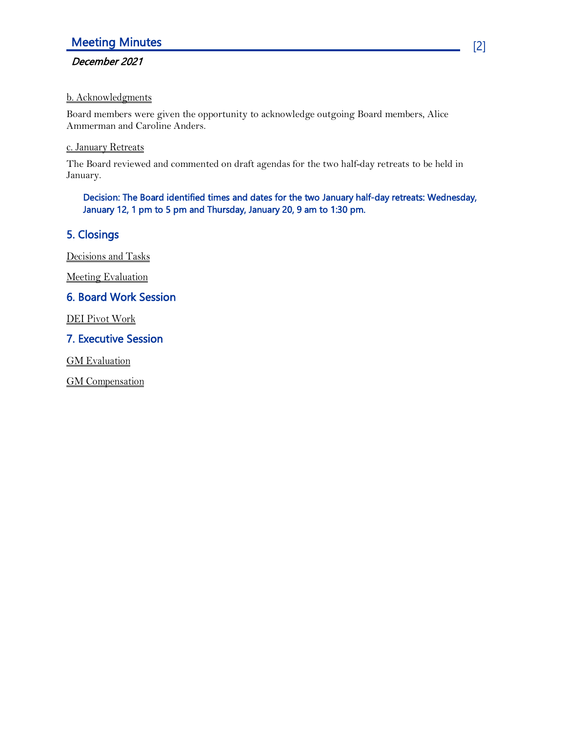b. Acknowledgments

Board members were given the opportunity to acknowledge outgoing Board members, Alice Ammerman and Caroline Anders.

c. January Retreats

The Board reviewed and commented on draft agendas for the two half-day retreats to be held in January.

> **Decision: The Board identified times and dates for the two January half-day retreats: Wednesday, January 12, 1 pm to 5 pm and Thursday, January 20, 9 am to 1:30 pm.**

## 5. Closings

Decisions and Tasks

Meeting Evaluation

## 6. Board Work Session

DEI Pivot Work

## 7. Executive Session

GM Evaluation

GM Compensation